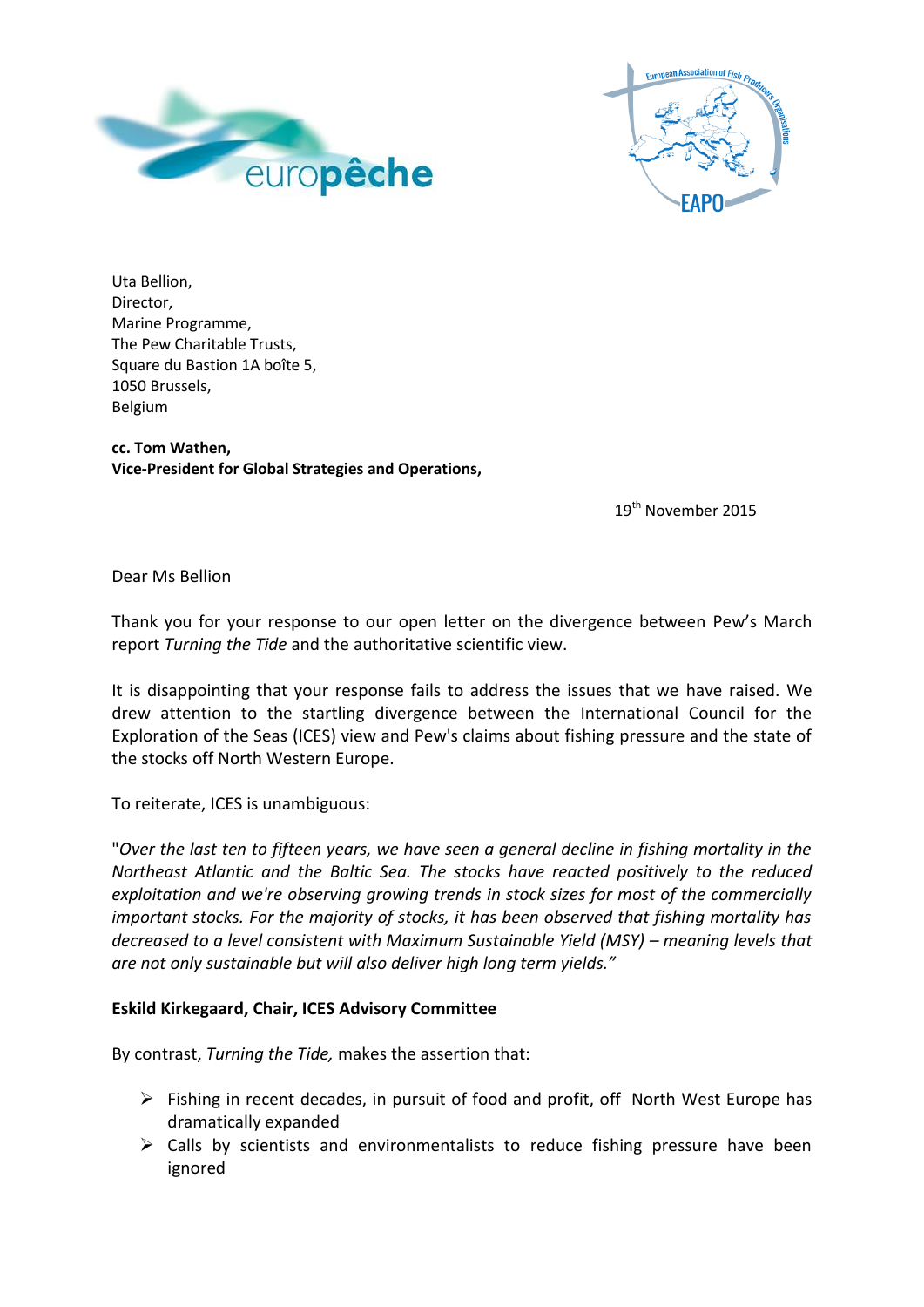Uta Bellion,
Director,
Marine Programme,
The Pew Charitable Trusts,
Square du Bastion 1A boîte 5,
1050 Brussels,
Belgium

**cc. Tom Wathen,**
**Vice-President for Global Strategies and Operations,**

19th November 2015

Dear Ms Bellion

Thank you for your response to our open letter on the divergence between Pew's March report *Turning the Tide* and the authoritative scientific view.

It is disappointing that your response fails to address the issues that we have raised. We drew attention to the startling divergence between the International Council for the Exploration of the Seas (ICES) view and Pew's claims about fishing pressure and the state of the stocks off North Western Europe.

To reiterate, ICES is unambiguous:

"*Over the last ten to fifteen years, we have seen a general decline in fishing mortality in the Northeast Atlantic and the Baltic Sea. The stocks have reacted positively to the reduced exploitation and we're observing growing trends in stock sizes for most of the commercially important stocks. For the majority of stocks, it has been observed that fishing mortality has decreased to a level consistent with Maximum Sustainable Yield (MSY) – meaning levels that are not only sustainable but will also deliver high long term yields.*"

**Eskild Kirkegaard, Chair, ICES Advisory Committee**

By contrast, *Turning the Tide,* makes the assertion that:

- Fishing in recent decades, in pursuit of food and profit, off North West Europe has dramatically expanded
- Calls by scientists and environmentalists to reduce fishing pressure have been ignored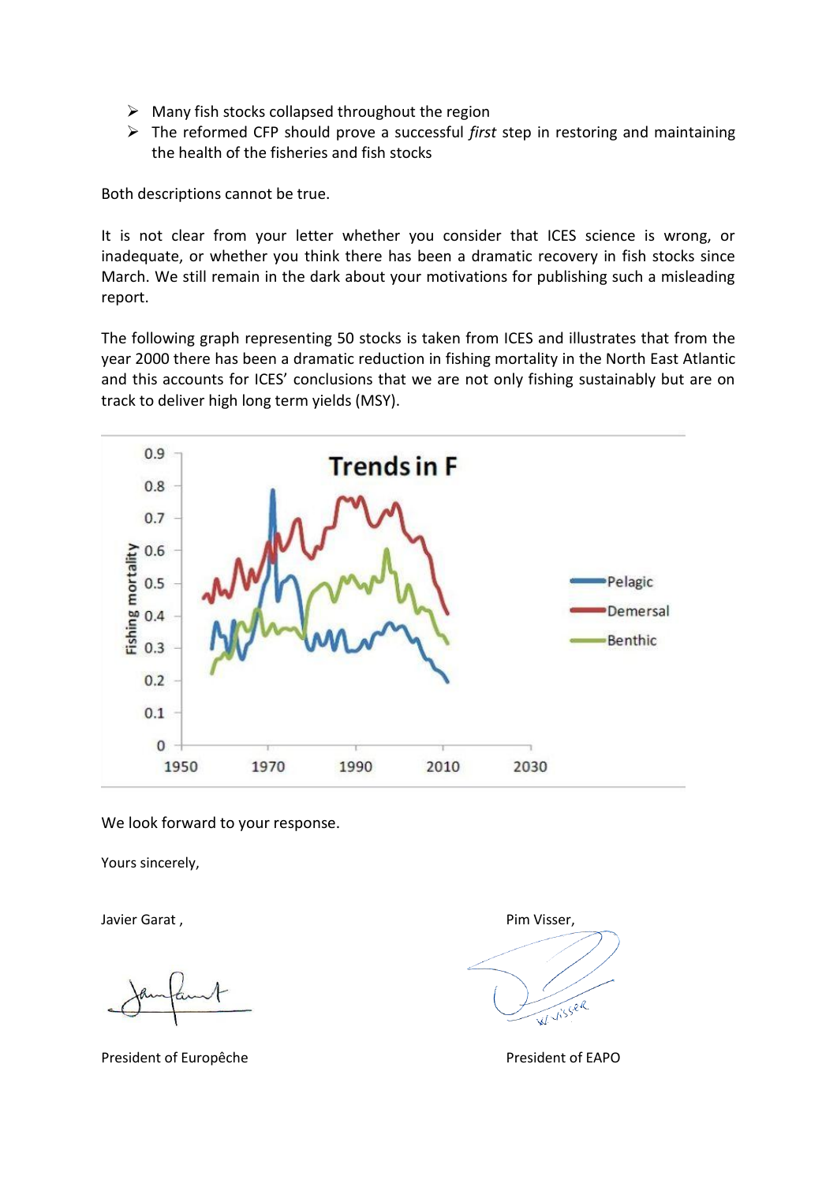- Many fish stocks collapsed throughout the region
- The reformed CFP should prove a successful *first* step in restoring and maintaining the health of the fisheries and fish stocks

Both descriptions cannot be true.

It is not clear from your letter whether you consider that ICES science is wrong, or inadequate, or whether you think there has been a dramatic recovery in fish stocks since March. We still remain in the dark about your motivations for publishing such a misleading report.

The following graph representing 50 stocks is taken from ICES and illustrates that from the year 2000 there has been a dramatic reduction in fishing mortality in the North East Atlantic and this accounts for ICES' conclusions that we are not only fishing sustainably but are on track to deliver high long term yields (MSY).

Trends in F

Fishing mortality

0.9
0.8
0.7
0.6
0.5
0.4
0.3
0.2
0.1
0

1950
1970
1990
2010
2030

Pelagic
Demersal
Benthic

We look forward to your response.

Yours sincerely,

Javier Garat,

President of Europêche

Pim Visser,

President of EAPO